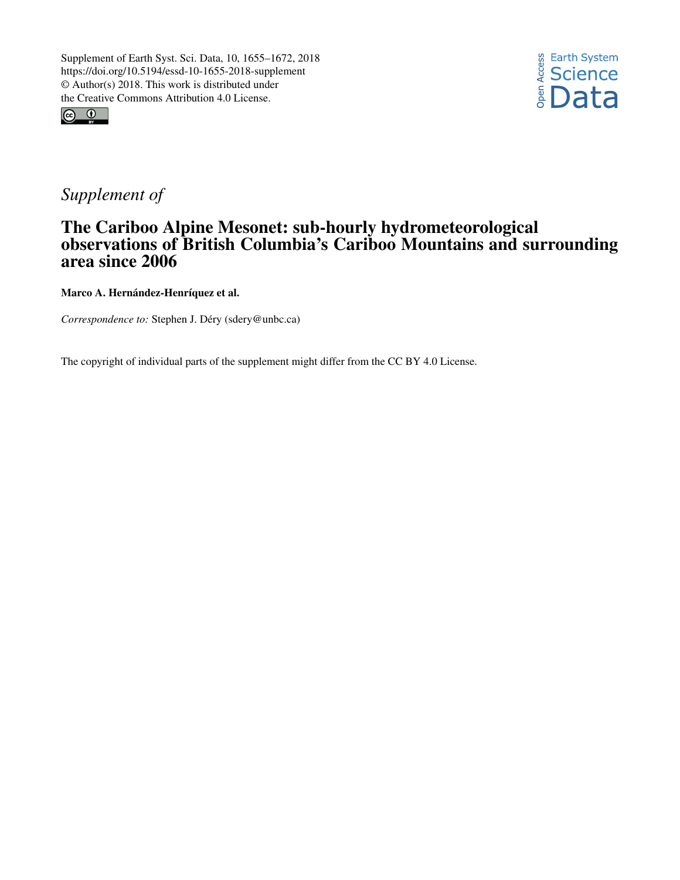Supplement of Earth Syst. Sci. Data, 10, 1655–1672, 2018
https://doi.org/10.5194/essd-10-1655-2018-supplement
© Author(s) 2018. This work is distributed under
the Creative Commons Attribution 4.0 License.

*Supplement of*

# The Cariboo Alpine Mesonet: sub-hourly hydrometeorological observations of British Columbia's Cariboo Mountains and surrounding area since 2006

**Marco A. Hernández-Henríquez et al.**

*Correspondence to:* Stephen J. Déry (sdery@unbc.ca)

The copyright of individual parts of the supplement might differ from the CC BY 4.0 License.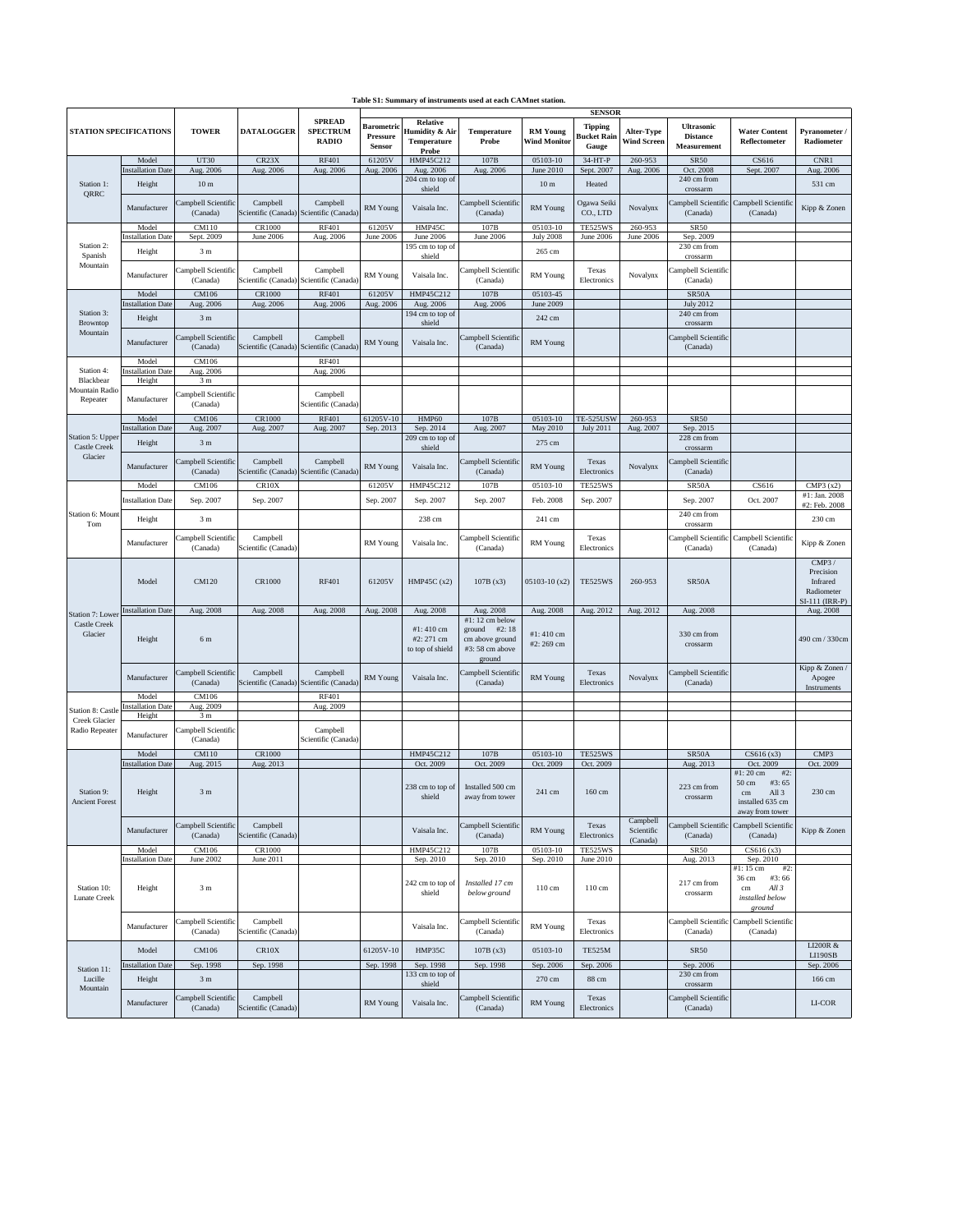**Table S1: Summary of instruments used at each CAMnet station.**

| STATION SPECIFICATIONS | | TOWER | DATALOGGER | SPREAD SPECTRUM RADIO | SENSOR: Barometric Pressure Sensor | Relative Humidity & Air Temperature Probe | Temperature Probe | RM Young Wind Monitor | Tipping Bucket Rain Gauge | Alter-Type Wind Screen | Ultrasonic Distance Measurement | Water Content Reflectometer | Pyranometer / Radiometer |
|---|---|---|---|---|---|---|---|---|---|---|---|---|---|
| Station 1: QRRC | Model | UT30 | CR23X | RF401 | 61205V | HMP45C212 | 107B | 05103-10 | 34-HT-P | 260-953 | SR50 | CS616 | CNR1 |
| | Installation Date | Aug. 2006 | Aug. 2006 | Aug. 2006 | Aug. 2006 | Aug. 2006 | Aug. 2006 | June 2010 | Sept. 2007 | Aug. 2006 | Oct. 2008 | Sept. 2007 | Aug. 2006 |
| | Height | 10 m | | | | 204 cm to top of shield | | 10 m | Heated | | 240 cm from crossarm | | 531 cm |
| | Manufacturer | Campbell Scientific (Canada) | Campbell Scientific (Canada) | Campbell Scientific (Canada) | RM Young | Vaisala Inc. | Campbell Scientific (Canada) | RM Young | Ogawa Seiki CO., LTD | Novalynx | Campbell Scientific (Canada) | Campbell Scientific (Canada) | Kipp & Zonen |
| Station 2: Spanish Mountain | Model | CM110 | CR1000 | RF401 | 61205V | HMP45C | 107B | 05103-10 | TE525WS | 260-953 | SR50 | | |
| | Installation Date | Sept. 2009 | June 2006 | Aug. 2006 | June 2006 | June 2006 | June 2006 | July 2008 | June 2006 | June 2006 | Sep. 2009 | | |
| | Height | 3 m | | | | 195 cm to top of shield | | 265 cm | | | 230 cm from crossarm | | |
| | Manufacturer | Campbell Scientific (Canada) | Campbell Scientific (Canada) | Campbell Scientific (Canada) | RM Young | Vaisala Inc. | Campbell Scientific (Canada) | RM Young | Texas Electronics | Novalynx | Campbell Scientific (Canada) | | |
| Station 3: Browntop Mountain | Model | CM106 | CR1000 | RF401 | 61205V | HMP45C212 | 107B | 05103-45 | | | SR50A | | |
| | Installation Date | Aug. 2006 | Aug. 2006 | Aug. 2006 | Aug. 2006 | Aug. 2006 | Aug. 2006 | June 2009 | | | July 2012 | | |
| | Height | 3 m | | | | 194 cm to top of shield | | 242 cm | | | 240 cm from crossarm | | |
| | Manufacturer | Campbell Scientific (Canada) | Campbell Scientific (Canada) | Campbell Scientific (Canada) | RM Young | Vaisala Inc. | Campbell Scientific (Canada) | RM Young | | | Campbell Scientific (Canada) | | |
| Station 4: Blackbear Mountain Radio Repeater | Model | CM106 | | RF401 | | | | | | | | | |
| | Installation Date | Aug. 2006 | | Aug. 2006 | | | | | | | | | |
| | Height | 3 m | | | | | | | | | | | |
| | Manufacturer | Campbell Scientific (Canada) | | Campbell Scientific (Canada) | | | | | | | | | |
| Station 5: Upper Castle Creek Glacier | Model | CM106 | CR1000 | RF401 | 61205V-10 | HMP60 | 107B | 05103-10 | TE-525USW | 260-953 | SR50 | | |
| | Installation Date | Aug. 2007 | Aug. 2007 | Aug. 2007 | Sep. 2013 | Sep. 2014 | Aug. 2007 | May 2010 | July 2011 | Aug. 2007 | Sep. 2015 | | |
| | Height | 3 m | | | | 209 cm to top of shield | | 275 cm | | | 228 cm from crossarm | | |
| | Manufacturer | Campbell Scientific (Canada) | Campbell Scientific (Canada) | Campbell Scientific (Canada) | RM Young | Vaisala Inc. | Campbell Scientific (Canada) | RM Young | Texas Electronics | Novalynx | Campbell Scientific (Canada) | | |
| Station 6: Mount Tom | Model | CM106 | CR10X | | 61205V | HMP45C212 | 107B | 05103-10 | TE525WS | | SR50A | CS616 | CMP3 (x2) |
| | Installation Date | Sep. 2007 | Sep. 2007 | | Sep. 2007 | Sep. 2007 | Sep. 2007 | Feb. 2008 | Sep. 2007 | | Sep. 2007 | Oct. 2007 | #1: Jan. 2008 #2: Feb. 2008 |
| | Height | 3 m | | | | 238 cm | | 241 cm | | | 240 cm from crossarm | | 230 cm |
| | Manufacturer | Campbell Scientific (Canada) | Campbell Scientific (Canada) | | RM Young | Vaisala Inc. | Campbell Scientific (Canada) | RM Young | Texas Electronics | | Campbell Scientific (Canada) | Campbell Scientific (Canada) | Kipp & Zonen |
| Station 7: Lower Castle Creek Glacier | Model | CM120 | CR1000 | RF401 | 61205V | HMP45C (x2) | 107B (x3) | 05103-10 (x2) | TE525WS | 260-953 | SR50A | | CMP3 / Precision Infrared Radiometer SI-111 (IRR-P) |
| | Installation Date | Aug. 2008 | Aug. 2008 | Aug. 2008 | Aug. 2008 | Aug. 2008 | Aug. 2008 | Aug. 2008 | Aug. 2012 | Aug. 2012 | Aug. 2008 | | Aug. 2008 |
| | Height | 6 m | | | | #1: 410 cm #2: 271 cm to top of shield | #1: 12 cm below ground #2: 18 cm above ground #3: 58 cm above ground | #1: 410 cm #2: 269 cm | | | 330 cm from crossarm | | 490 cm / 330cm |
| | Manufacturer | Campbell Scientific (Canada) | Campbell Scientific (Canada) | Campbell Scientific (Canada) | RM Young | Vaisala Inc. | Campbell Scientific (Canada) | RM Young | Texas Electronics | Novalynx | Campbell Scientific (Canada) | | Kipp & Zonen / Apogee Instruments |
| Station 8: Castle Creek Glacier Radio Repeater | Model | CM106 | | RF401 | | | | | | | | | |
| | Installation Date | Aug. 2009 | | Aug. 2009 | | | | | | | | | |
| | Height | 3 m | | | | | | | | | | | |
| | Manufacturer | Campbell Scientific (Canada) | | Campbell Scientific (Canada) | | | | | | | | | |
| Station 9: Ancient Forest | Model | CM110 | CR1000 | | | HMP45C212 | 107B | 05103-10 | TE525WS | | SR50A | CS616 (x3) | CMP3 |
| | Installation Date | Aug. 2015 | Aug. 2013 | | | Oct. 2009 | Oct. 2009 | Oct. 2009 | Oct. 2009 | | Aug. 2013 | Oct. 2009 | Oct. 2009 |
| | Height | 3 m | | | | 238 cm to top of shield | Installed 500 cm away from tower | 241 cm | 160 cm | | 223 cm from crossarm | #1: 20 cm #2: 50 cm #3: 65 cm All 3 installed 635 cm away from tower | 230 cm |
| | Manufacturer | Campbell Scientific (Canada) | Campbell Scientific (Canada) | | | Vaisala Inc. | Campbell Scientific (Canada) | RM Young | Texas Electronics | Campbell Scientific (Canada) | Campbell Scientific (Canada) | Campbell Scientific (Canada) | Kipp & Zonen |
| Station 10: Lunate Creek | Model | CM106 | CR1000 | | | HMP45C212 | 107B | 05103-10 | TE525WS | | SR50 | CS616 (x3) | |
| | Installation Date | June 2002 | June 2011 | | | Sep. 2010 | Sep. 2010 | Sep. 2010 | June 2010 | | Aug. 2013 | Sep. 2010 | |
| | Height | 3 m | | | | 242 cm to top of shield | *Installed 17 cm below ground* | 110 cm | 110 cm | | 217 cm from crossarm | #1: 15 cm #2: 36 cm #3: 66 cm *All 3 installed below ground* | |
| | Manufacturer | Campbell Scientific (Canada) | Campbell Scientific (Canada) | | | Vaisala Inc. | Campbell Scientific (Canada) | RM Young | Texas Electronics | | Campbell Scientific (Canada) | Campbell Scientific (Canada) | |
| Station 11: Lucille Mountain | Model | CM106 | CR10X | | 61205V-10 | HMP35C | 107B (x3) | 05103-10 | TE525M | | SR50 | | LI200R & LI190SB |
| | Installation Date | Sep. 1998 | Sep. 1998 | | Sep. 1998 | Sep. 1998 | Sep. 1998 | Sep. 2006 | Sep. 2006 | | Sep. 2006 | | Sep. 2006 |
| | Height | 3 m | | | | 133 cm to top of shield | | 270 cm | 88 cm | | 230 cm from crossarm | | 166 cm |
| | Manufacturer | Campbell Scientific (Canada) | Campbell Scientific (Canada) | | RM Young | Vaisala Inc. | Campbell Scientific (Canada) | RM Young | Texas Electronics | | Campbell Scientific (Canada) | | LI-COR |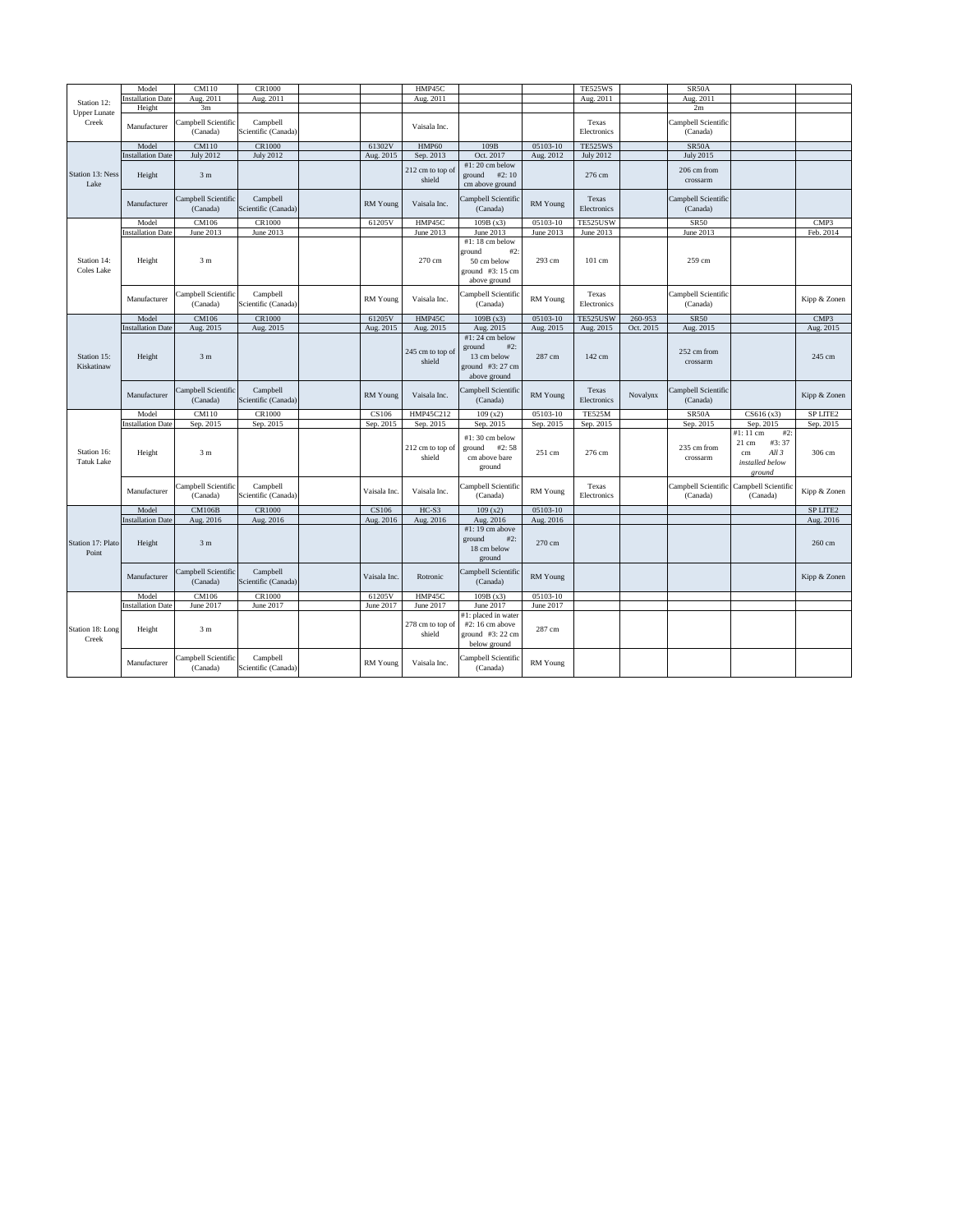| | | | | | | | | | | | | | |
|---|---|---|---|---|---|---|---|---|---|---|---|---|---|
| Station 12: Upper Lunate Creek | Model | CM110 | CR1000 | | | HMP45C | | | TE525WS | | SR50A | | |
| | Installation Date | Aug. 2011 | Aug. 2011 | | | Aug. 2011 | | | Aug. 2011 | | Aug. 2011 | | |
| | Height | 3m | | | | | | | | | 2m | | |
| | Manufacturer | Campbell Scientific (Canada) | Campbell Scientific (Canada) | | | Vaisala Inc. | | | Texas Electronics | | Campbell Scientific (Canada) | | |
| Station 13: Ness Lake | Model | CM110 | CR1000 | | 61302V | HMP60 | 109B | 05103-10 | TE525WS | | SR50A | | |
| | Installation Date | July 2012 | July 2012 | | Aug. 2015 | Sep. 2013 | Oct. 2017 | Aug. 2012 | July 2012 | | July 2015 | | |
| | Height | 3 m | | | | 212 cm to top of shield | #1: 20 cm below ground #2: 10 cm above ground | | 276 cm | | 206 cm from crossarm | | |
| | Manufacturer | Campbell Scientific (Canada) | Campbell Scientific (Canada) | | RM Young | Vaisala Inc. | Campbell Scientific (Canada) | RM Young | Texas Electronics | | Campbell Scientific (Canada) | | |
| Station 14: Coles Lake | Model | CM106 | CR1000 | | 61205V | HMP45C | 109B (x3) | 05103-10 | TE525USW | | SR50 | | CMP3 |
| | Installation Date | June 2013 | June 2013 | | | June 2013 | June 2013 | June 2013 | June 2013 | | June 2013 | | Feb. 2014 |
| | Height | 3 m | | | | 270 cm | #1: 18 cm below ground #2: 50 cm below ground #3: 15 cm above ground | 293 cm | 101 cm | | 259 cm | | |
| | Manufacturer | Campbell Scientific (Canada) | Campbell Scientific (Canada) | | RM Young | Vaisala Inc. | Campbell Scientific (Canada) | RM Young | Texas Electronics | | Campbell Scientific (Canada) | | Kipp & Zonen |
| Station 15: Kiskatinaw | Model | CM106 | CR1000 | | 61205V | HMP45C | 109B (x3) | 05103-10 | TE525USW | 260-953 | SR50 | | CMP3 |
| | Installation Date | Aug. 2015 | Aug. 2015 | | Aug. 2015 | Aug. 2015 | Aug. 2015 | Aug. 2015 | Aug. 2015 | Oct. 2015 | Aug. 2015 | | Aug. 2015 |
| | Height | 3 m | | | | 245 cm to top of shield | #1: 24 cm below ground #2: 13 cm below ground #3: 27 cm above ground | 287 cm | 142 cm | | 252 cm from crossarm | | 245 cm |
| | Manufacturer | Campbell Scientific (Canada) | Campbell Scientific (Canada) | | RM Young | Vaisala Inc. | Campbell Scientific (Canada) | RM Young | Texas Electronics | Novalynx | Campbell Scientific (Canada) | | Kipp & Zonen |
| Station 16: Tatuk Lake | Model | CM110 | CR1000 | | CS106 | HMP45C212 | 109 (x2) | 05103-10 | TE525M | | SR50A | CS616 (x3) | SP LITE2 |
| | Installation Date | Sep. 2015 | Sep. 2015 | | Sep. 2015 | Sep. 2015 | Sep. 2015 | Sep. 2015 | Sep. 2015 | | Sep. 2015 | Sep. 2015 | Sep. 2015 |
| | Height | 3 m | | | | 212 cm to top of shield | #1: 30 cm below ground #2: 58 cm above bare ground | 251 cm | 276 cm | | 235 cm from crossarm | #1: 11 cm #2: 21 cm #3: 37 cm *All 3 installed below ground* | 306 cm |
| | Manufacturer | Campbell Scientific (Canada) | Campbell Scientific (Canada) | | Vaisala Inc. | Vaisala Inc. | Campbell Scientific (Canada) | RM Young | Texas Electronics | | Campbell Scientific (Canada) | Campbell Scientific (Canada) | Kipp & Zonen |
| Station 17: Plato Point | Model | CM106B | CR1000 | | CS106 | HC-S3 | 109 (x2) | 05103-10 | | | | | SP LITE2 |
| | Installation Date | Aug. 2016 | Aug. 2016 | | Aug. 2016 | Aug. 2016 | Aug. 2016 | Aug. 2016 | | | | | Aug. 2016 |
| | Height | 3 m | | | | | #1: 19 cm above ground #2: 18 cm below ground | 270 cm | | | | | 260 cm |
| | Manufacturer | Campbell Scientific (Canada) | Campbell Scientific (Canada) | | Vaisala Inc. | Rotronic | Campbell Scientific (Canada) | RM Young | | | | | Kipp & Zonen |
| Station 18: Long Creek | Model | CM106 | CR1000 | | 61205V | HMP45C | 109B (x3) | 05103-10 | | | | | |
| | Installation Date | June 2017 | June 2017 | | June 2017 | June 2017 | June 2017 | June 2017 | | | | | |
| | Height | 3 m | | | | 278 cm to top of shield | #1: placed in water #2: 16 cm above ground #3: 22 cm below ground | 287 cm | | | | | |
| | Manufacturer | Campbell Scientific (Canada) | Campbell Scientific (Canada) | | RM Young | Vaisala Inc. | Campbell Scientific (Canada) | RM Young | | | | | |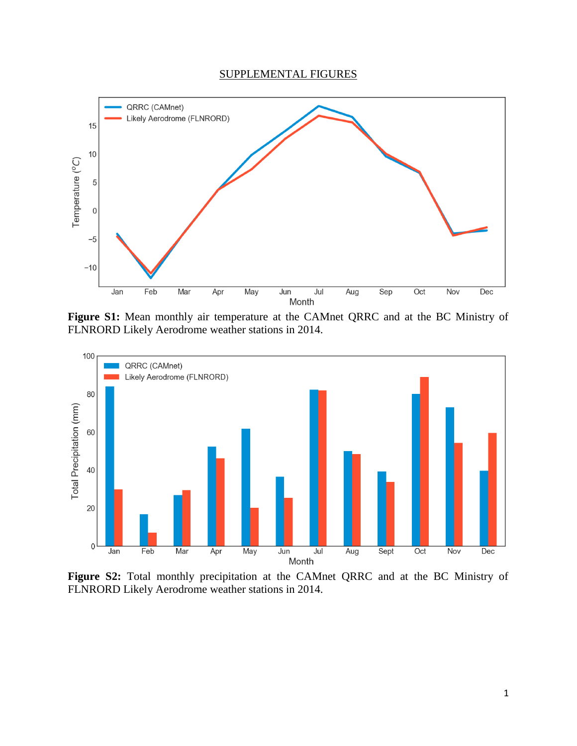SUPPLEMENTAL FIGURES

QRRC (CAMnet)
Likely Aerodrome (FLNRORD)
Temperature (°C)
15
10
5
0
−5
−10
Jan Feb Mar Apr May Jun Jul Aug Sep Oct Nov Dec
Month

**Figure S1:** Mean monthly air temperature at the CAMnet QRRC and at the BC Ministry of FLNRORD Likely Aerodrome weather stations in 2014.

QRRC (CAMnet)
Likely Aerodrome (FLNRORD)
Total Precipitation (mm)
100
80
60
40
20
0
Jan Feb Mar Apr May Jun Jul Aug Sept Oct Nov Dec
Month

**Figure S2:** Total monthly precipitation at the CAMnet QRRC and at the BC Ministry of FLNRORD Likely Aerodrome weather stations in 2014.